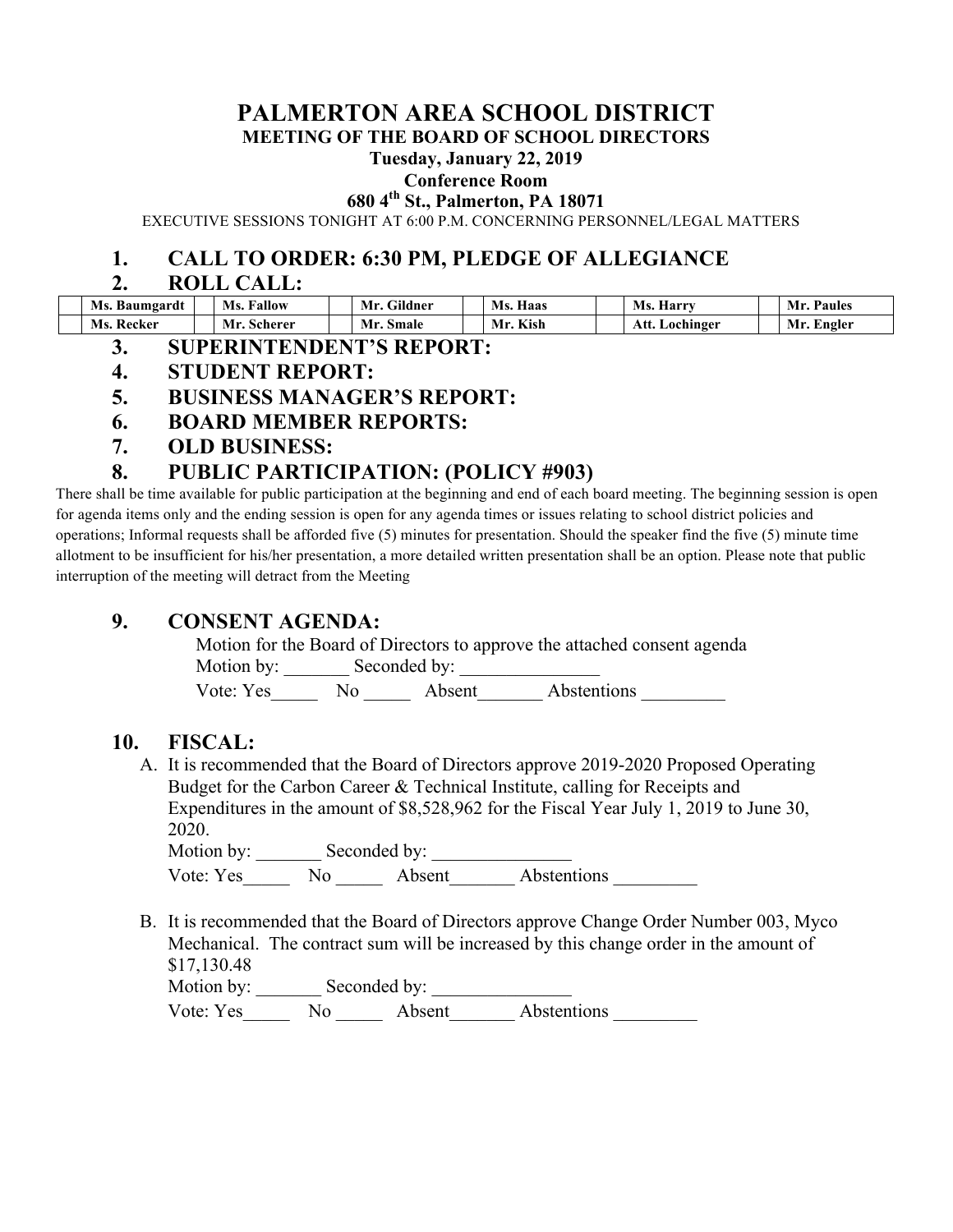# PALMERTON AREA SCHOOL DISTRICT

## MEETING OF THE BOARD OF SCHOOL DIRECTORS

**Tuesday, January 22, 2019**

**Conference Room**

**680 4th St., Palmerton, PA 18071**

EXECUTIVE SESSIONS TONIGHT AT 6:00 P.M. CONCERNING PERSONNEL/LEGAL MATTERS

## 1. CALL TO ORDER: 6:30 PM, PLEDGE OF ALLEGIANCE

## 2. ROLL CALL:

| | Ms. Baumgardt | | Ms. Fallow | | Mr. Gildner | | Ms. Haas | | Ms. Harry | | Mr. Paules |
|---|---|---|---|---|---|---|---|---|---|---|---|
| | Ms. Recker | | Mr. Scherer | | Mr. Smale | | Mr. Kish | | Att. Lochinger | | Mr. Engler |

## 3. SUPERINTENDENT'S REPORT:

## 4. STUDENT REPORT:

## 5. BUSINESS MANAGER'S REPORT:

## 6. BOARD MEMBER REPORTS:

## 7. OLD BUSINESS:

## 8. PUBLIC PARTICIPATION: (POLICY #903)

There shall be time available for public participation at the beginning and end of each board meeting. The beginning session is open for agenda items only and the ending session is open for any agenda times or issues relating to school district policies and operations; Informal requests shall be afforded five (5) minutes for presentation. Should the speaker find the five (5) minute time allotment to be insufficient for his/her presentation, a more detailed written presentation shall be an option. Please note that public interruption of the meeting will detract from the Meeting

## 9. CONSENT AGENDA:

Motion for the Board of Directors to approve the attached consent agenda

Motion by: _______ Seconded by: _______________

Vote: Yes_____ No _____ Absent_______ Abstentions _________

## 10. FISCAL:

A. It is recommended that the Board of Directors approve 2019-2020 Proposed Operating Budget for the Carbon Career & Technical Institute, calling for Receipts and Expenditures in the amount of $8,528,962 for the Fiscal Year July 1, 2019 to June 30, 2020.

Motion by: _______ Seconded by: _______________

Vote: Yes_____ No _____ Absent_______ Abstentions _________

B. It is recommended that the Board of Directors approve Change Order Number 003, Myco Mechanical. The contract sum will be increased by this change order in the amount of $17,130.48

Motion by: _______ Seconded by: _______________

Vote: Yes_____ No _____ Absent_______ Abstentions _________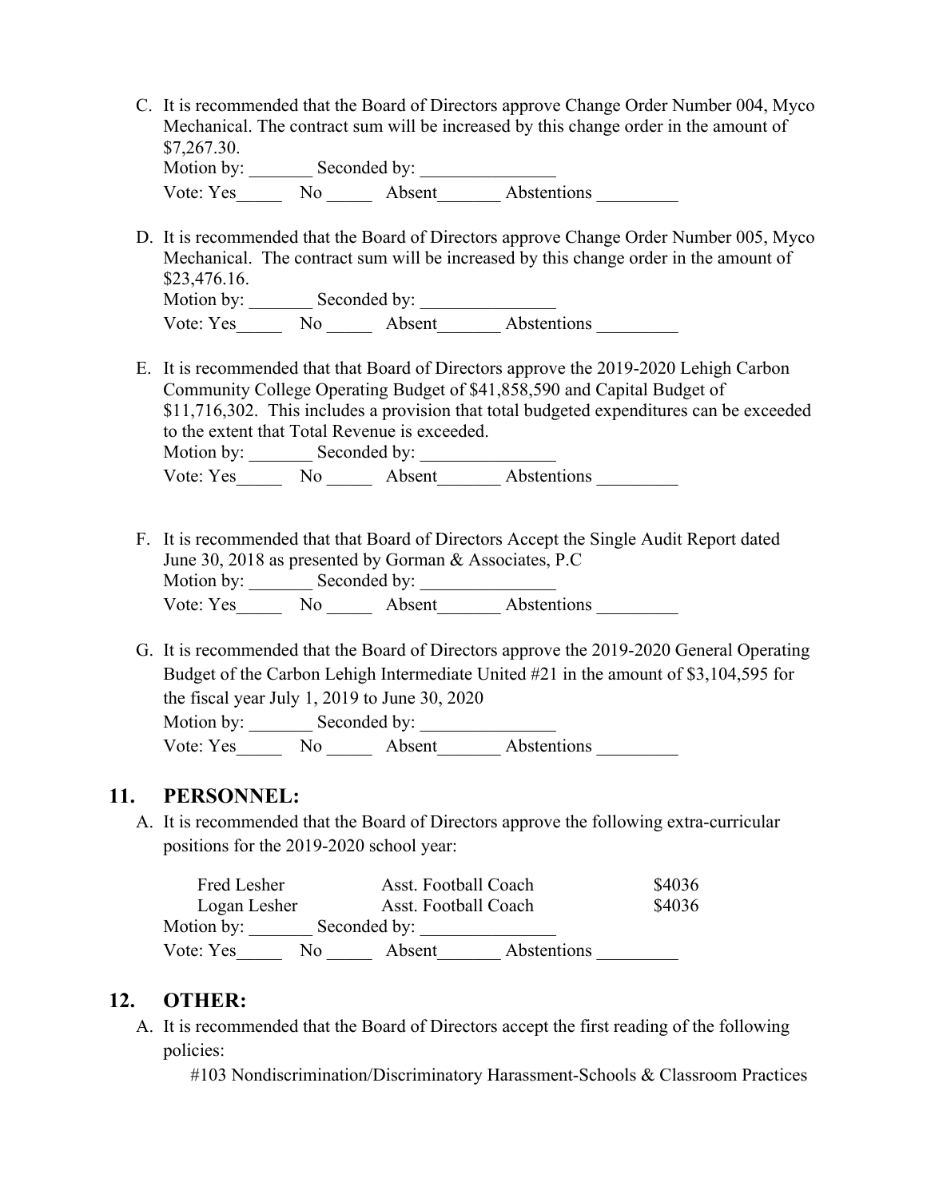C. It is recommended that the Board of Directors approve Change Order Number 004, Myco Mechanical. The contract sum will be increased by this change order in the amount of $7,267.30.
   Motion by: _______ Seconded by: _______________
   Vote: Yes_____ No _____ Absent_______ Abstentions _________

D. It is recommended that the Board of Directors approve Change Order Number 005, Myco Mechanical. The contract sum will be increased by this change order in the amount of $23,476.16.
   Motion by: _______ Seconded by: _______________
   Vote: Yes_____ No _____ Absent_______ Abstentions _________

E. It is recommended that that Board of Directors approve the 2019-2020 Lehigh Carbon Community College Operating Budget of $41,858,590 and Capital Budget of $11,716,302. This includes a provision that total budgeted expenditures can be exceeded to the extent that Total Revenue is exceeded.
   Motion by: _______ Seconded by: _______________
   Vote: Yes_____ No _____ Absent_______ Abstentions _________

F. It is recommended that that Board of Directors Accept the Single Audit Report dated June 30, 2018 as presented by Gorman & Associates, P.C
   Motion by: _______ Seconded by: _______________
   Vote: Yes_____ No _____ Absent_______ Abstentions _________

G. It is recommended that the Board of Directors approve the 2019-2020 General Operating Budget of the Carbon Lehigh Intermediate United #21 in the amount of $3,104,595 for the fiscal year July 1, 2019 to June 30, 2020
   Motion by: _______ Seconded by: _______________
   Vote: Yes_____ No _____ Absent_______ Abstentions _________

## 11. PERSONNEL:

A. It is recommended that the Board of Directors approve the following extra-curricular positions for the 2019-2020 school year:

| Name | Position | Amount |
|---|---|---|
| Fred Lesher | Asst. Football Coach | $4036 |
| Logan Lesher | Asst. Football Coach | $4036 |

   Motion by: _______ Seconded by: _______________
   Vote: Yes_____ No _____ Absent_______ Abstentions _________

## 12. OTHER:

A. It is recommended that the Board of Directors accept the first reading of the following policies:

   #103 Nondiscrimination/Discriminatory Harassment-Schools & Classroom Practices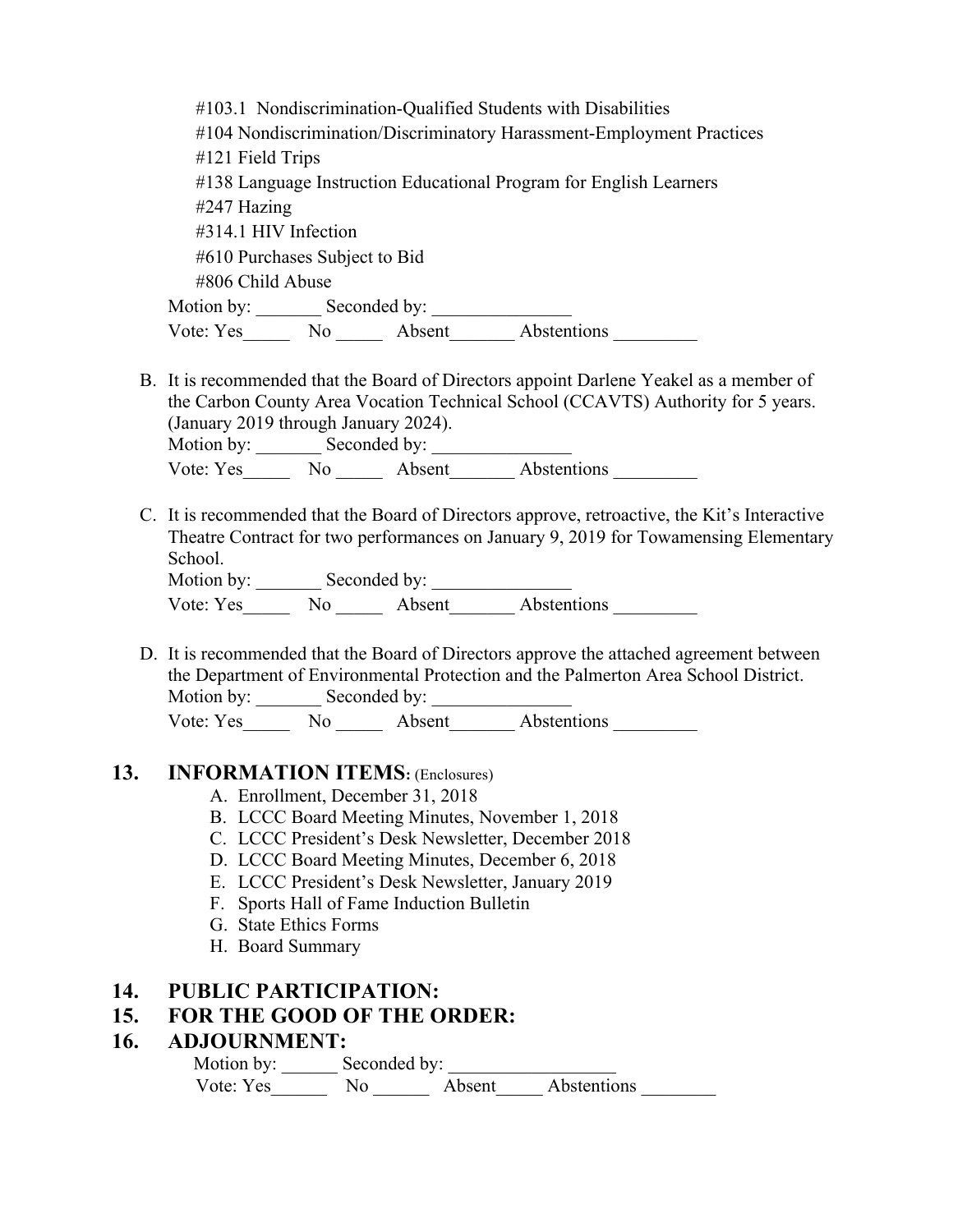#103.1 Nondiscrimination-Qualified Students with Disabilities
#104 Nondiscrimination/Discriminatory Harassment-Employment Practices
#121 Field Trips
#138 Language Instruction Educational Program for English Learners
#247 Hazing
#314.1 HIV Infection
#610 Purchases Subject to Bid
#806 Child Abuse

Motion by: _______ Seconded by: _______________
Vote: Yes_____ No _____ Absent_______ Abstentions _________

B. It is recommended that the Board of Directors appoint Darlene Yeakel as a member of the Carbon County Area Vocation Technical School (CCAVTS) Authority for 5 years. (January 2019 through January 2024).
Motion by: _______ Seconded by: _______________
Vote: Yes_____ No _____ Absent_______ Abstentions _________

C. It is recommended that the Board of Directors approve, retroactive, the Kit's Interactive Theatre Contract for two performances on January 9, 2019 for Towamensing Elementary School.
Motion by: _______ Seconded by: _______________
Vote: Yes_____ No _____ Absent_______ Abstentions _________

D. It is recommended that the Board of Directors approve the attached agreement between the Department of Environmental Protection and the Palmerton Area School District.
Motion by: _______ Seconded by: _______________
Vote: Yes_____ No _____ Absent_______ Abstentions _________

## 13. INFORMATION ITEMS: (Enclosures)

A. Enrollment, December 31, 2018
B. LCCC Board Meeting Minutes, November 1, 2018
C. LCCC President's Desk Newsletter, December 2018
D. LCCC Board Meeting Minutes, December 6, 2018
E. LCCC President's Desk Newsletter, January 2019
F. Sports Hall of Fame Induction Bulletin
G. State Ethics Forms
H. Board Summary

## 14. PUBLIC PARTICIPATION:

## 15. FOR THE GOOD OF THE ORDER:

## 16. ADJOURNMENT:

Motion by: ______ Seconded by: _________________
Vote: Yes______ No ______ Absent_____ Abstentions ________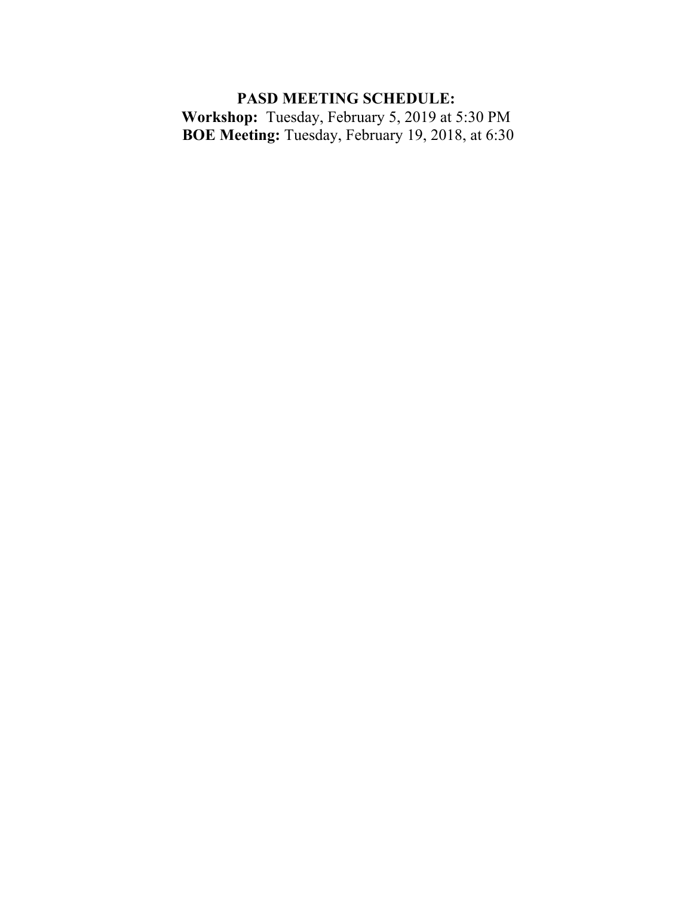**PASD MEETING SCHEDULE:**

**Workshop:** Tuesday, February 5, 2019 at 5:30 PM

**BOE Meeting:** Tuesday, February 19, 2018, at 6:30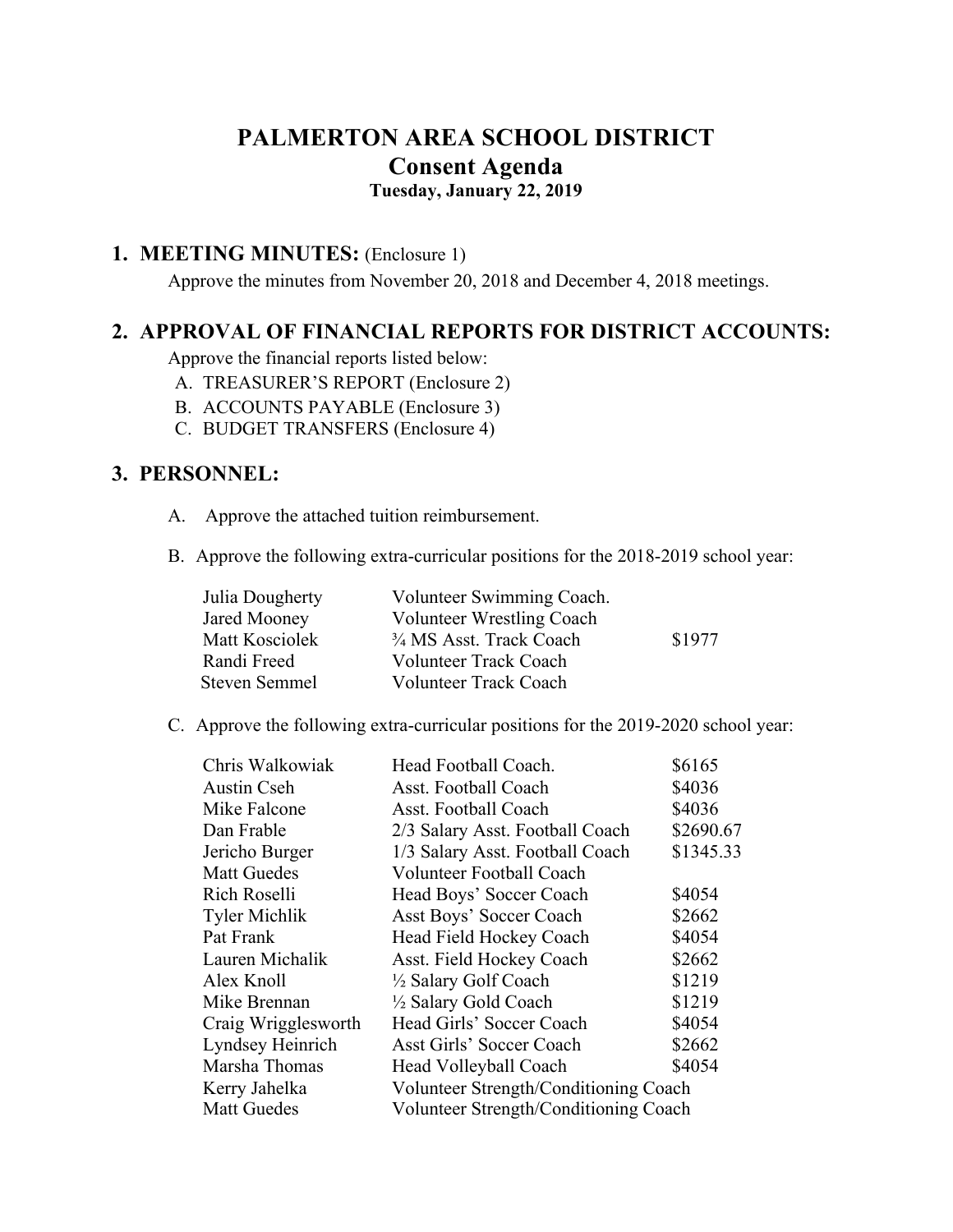# PALMERTON AREA SCHOOL DISTRICT
## Consent Agenda
**Tuesday, January 22, 2019**

## 1. MEETING MINUTES: (Enclosure 1)

Approve the minutes from November 20, 2018 and December 4, 2018 meetings.

## 2. APPROVAL OF FINANCIAL REPORTS FOR DISTRICT ACCOUNTS:

Approve the financial reports listed below:

A. TREASURER'S REPORT (Enclosure 2)
B. ACCOUNTS PAYABLE (Enclosure 3)
C. BUDGET TRANSFERS (Enclosure 4)

## 3. PERSONNEL:

A. Approve the attached tuition reimbursement.

B. Approve the following extra-curricular positions for the 2018-2019 school year:

| | | |
|---|---|---|
| Julia Dougherty | Volunteer Swimming Coach. | |
| Jared Mooney | Volunteer Wrestling Coach | |
| Matt Kosciolek | ¾ MS Asst. Track Coach | $1977 |
| Randi Freed | Volunteer Track Coach | |
| Steven Semmel | Volunteer Track Coach | |

C. Approve the following extra-curricular positions for the 2019-2020 school year:

| | | |
|---|---|---|
| Chris Walkowiak | Head Football Coach. | $6165 |
| Austin Cseh | Asst. Football Coach | $4036 |
| Mike Falcone | Asst. Football Coach | $4036 |
| Dan Frable | 2/3 Salary Asst. Football Coach | $2690.67 |
| Jericho Burger | 1/3 Salary Asst. Football Coach | $1345.33 |
| Matt Guedes | Volunteer Football Coach | |
| Rich Roselli | Head Boys' Soccer Coach | $4054 |
| Tyler Michlik | Asst Boys' Soccer Coach | $2662 |
| Pat Frank | Head Field Hockey Coach | $4054 |
| Lauren Michalik | Asst. Field Hockey Coach | $2662 |
| Alex Knoll | ½ Salary Golf Coach | $1219 |
| Mike Brennan | ½ Salary Gold Coach | $1219 |
| Craig Wrigglesworth | Head Girls' Soccer Coach | $4054 |
| Lyndsey Heinrich | Asst Girls' Soccer Coach | $2662 |
| Marsha Thomas | Head Volleyball Coach | $4054 |
| Kerry Jahelka | Volunteer Strength/Conditioning Coach | |
| Matt Guedes | Volunteer Strength/Conditioning Coach | |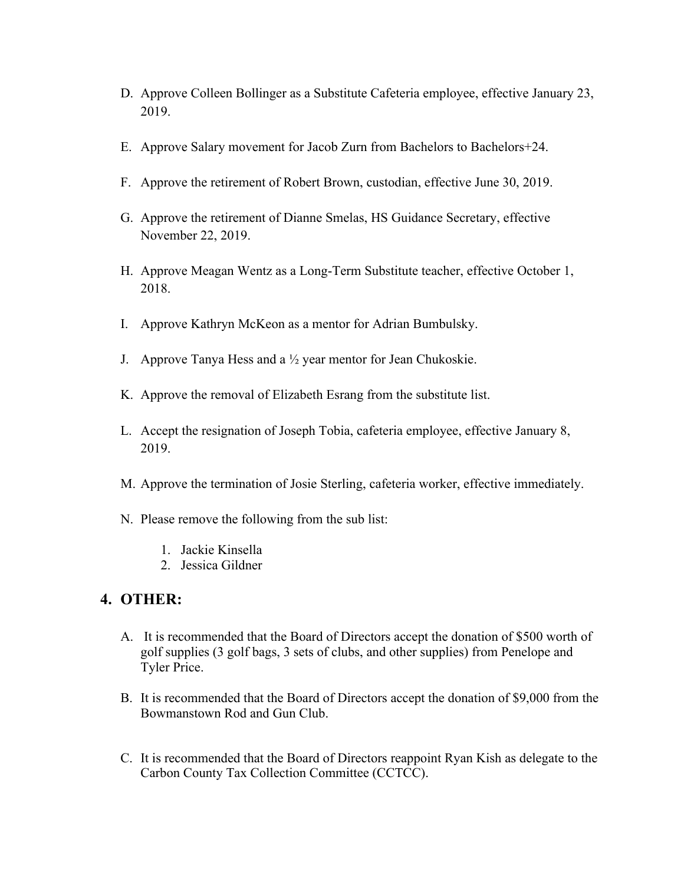D. Approve Colleen Bollinger as a Substitute Cafeteria employee, effective January 23, 2019.

E. Approve Salary movement for Jacob Zurn from Bachelors to Bachelors+24.

F. Approve the retirement of Robert Brown, custodian, effective June 30, 2019.

G. Approve the retirement of Dianne Smelas, HS Guidance Secretary, effective November 22, 2019.

H. Approve Meagan Wentz as a Long-Term Substitute teacher, effective October 1, 2018.

I. Approve Kathryn McKeon as a mentor for Adrian Bumbulsky.

J. Approve Tanya Hess and a ½ year mentor for Jean Chukoskie.

K. Approve the removal of Elizabeth Esrang from the substitute list.

L. Accept the resignation of Joseph Tobia, cafeteria employee, effective January 8, 2019.

M. Approve the termination of Josie Sterling, cafeteria worker, effective immediately.

N. Please remove the following from the sub list:

   1. Jackie Kinsella
   2. Jessica Gildner

## 4. OTHER:

A. It is recommended that the Board of Directors accept the donation of $500 worth of golf supplies (3 golf bags, 3 sets of clubs, and other supplies) from Penelope and Tyler Price.

B. It is recommended that the Board of Directors accept the donation of $9,000 from the Bowmanstown Rod and Gun Club.

C. It is recommended that the Board of Directors reappoint Ryan Kish as delegate to the Carbon County Tax Collection Committee (CCTCC).